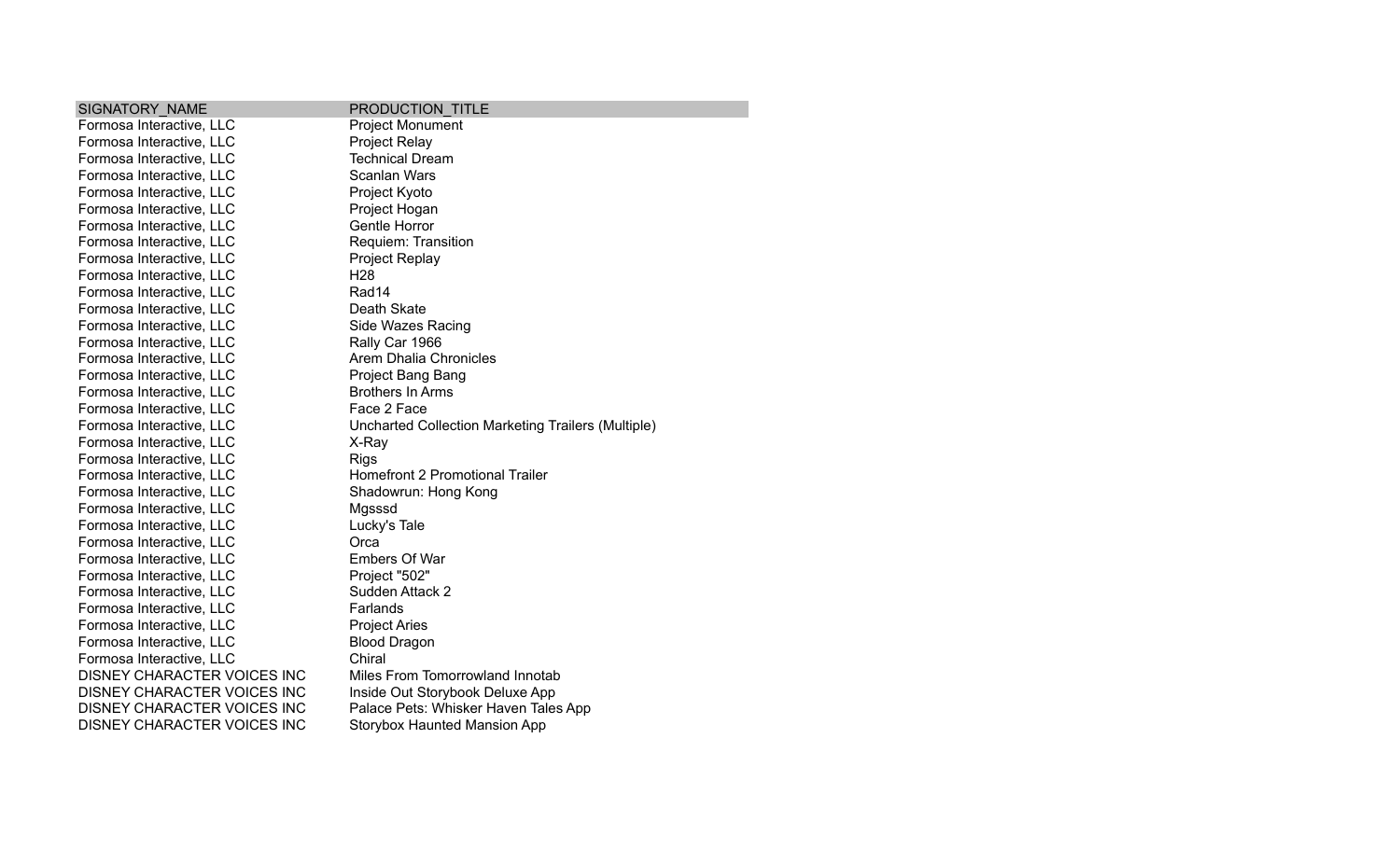| SIGNATORY_NAME | PRODUCTION_TITLE |
| --- | --- |
| Formosa Interactive, LLC | Project Monument |
| Formosa Interactive, LLC | Project Relay |
| Formosa Interactive, LLC | Technical Dream |
| Formosa Interactive, LLC | Scanlan Wars |
| Formosa Interactive, LLC | Project Kyoto |
| Formosa Interactive, LLC | Project Hogan |
| Formosa Interactive, LLC | Gentle Horror |
| Formosa Interactive, LLC | Requiem: Transition |
| Formosa Interactive, LLC | Project Replay |
| Formosa Interactive, LLC | H28 |
| Formosa Interactive, LLC | Rad14 |
| Formosa Interactive, LLC | Death Skate |
| Formosa Interactive, LLC | Side Wazes Racing |
| Formosa Interactive, LLC | Rally Car 1966 |
| Formosa Interactive, LLC | Arem Dhalia Chronicles |
| Formosa Interactive, LLC | Project Bang Bang |
| Formosa Interactive, LLC | Brothers In Arms |
| Formosa Interactive, LLC | Face 2 Face |
| Formosa Interactive, LLC | Uncharted Collection Marketing Trailers (Multiple) |
| Formosa Interactive, LLC | X-Ray |
| Formosa Interactive, LLC | Rigs |
| Formosa Interactive, LLC | Homefront 2 Promotional Trailer |
| Formosa Interactive, LLC | Shadowrun: Hong Kong |
| Formosa Interactive, LLC | Mgsssd |
| Formosa Interactive, LLC | Lucky's Tale |
| Formosa Interactive, LLC | Orca |
| Formosa Interactive, LLC | Embers Of War |
| Formosa Interactive, LLC | Project "502" |
| Formosa Interactive, LLC | Sudden Attack 2 |
| Formosa Interactive, LLC | Farlands |
| Formosa Interactive, LLC | Project Aries |
| Formosa Interactive, LLC | Blood Dragon |
| Formosa Interactive, LLC | Chiral |
| DISNEY CHARACTER VOICES INC | Miles From Tomorrowland Innotab |
| DISNEY CHARACTER VOICES INC | Inside Out Storybook Deluxe App |
| DISNEY CHARACTER VOICES INC | Palace Pets: Whisker Haven Tales App |
| DISNEY CHARACTER VOICES INC | Storybox Haunted Mansion App |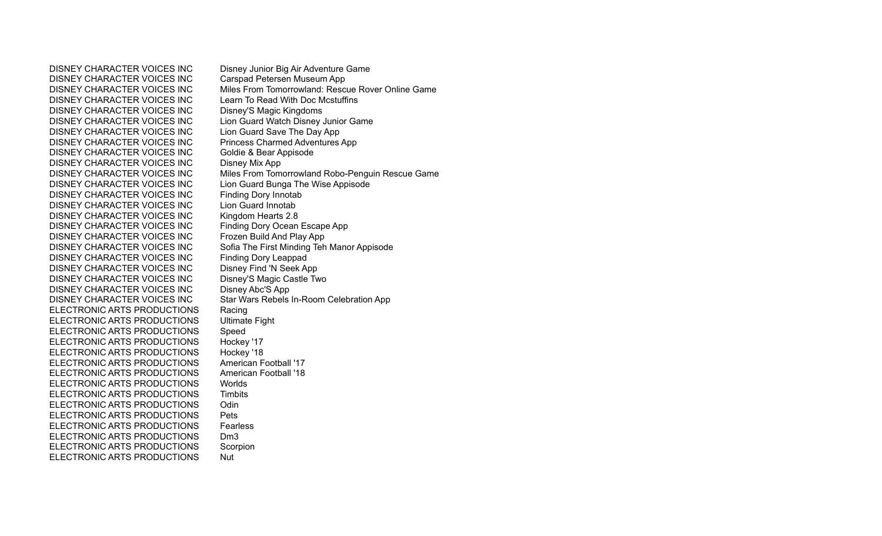| | |
|---|---|
| DISNEY CHARACTER VOICES INC | Disney Junior Big Air Adventure Game |
| DISNEY CHARACTER VOICES INC | Carspad Petersen Museum App |
| DISNEY CHARACTER VOICES INC | Miles From Tomorrowland: Rescue Rover Online Game |
| DISNEY CHARACTER VOICES INC | Learn To Read With Doc Mcstuffins |
| DISNEY CHARACTER VOICES INC | Disney'S Magic Kingdoms |
| DISNEY CHARACTER VOICES INC | Lion Guard Watch Disney Junior Game |
| DISNEY CHARACTER VOICES INC | Lion Guard Save The Day App |
| DISNEY CHARACTER VOICES INC | Princess Charmed Adventures App |
| DISNEY CHARACTER VOICES INC | Goldie & Bear Appisode |
| DISNEY CHARACTER VOICES INC | Disney Mix App |
| DISNEY CHARACTER VOICES INC | Miles From Tomorrowland Robo-Penguin Rescue Game |
| DISNEY CHARACTER VOICES INC | Lion Guard Bunga The Wise Appisode |
| DISNEY CHARACTER VOICES INC | Finding Dory Innotab |
| DISNEY CHARACTER VOICES INC | Lion Guard Innotab |
| DISNEY CHARACTER VOICES INC | Kingdom Hearts 2.8 |
| DISNEY CHARACTER VOICES INC | Finding Dory Ocean Escape App |
| DISNEY CHARACTER VOICES INC | Frozen Build And Play App |
| DISNEY CHARACTER VOICES INC | Sofia The First Minding Teh Manor Appisode |
| DISNEY CHARACTER VOICES INC | Finding Dory Leappad |
| DISNEY CHARACTER VOICES INC | Disney Find 'N Seek App |
| DISNEY CHARACTER VOICES INC | Disney'S Magic Castle Two |
| DISNEY CHARACTER VOICES INC | Disney Abc'S App |
| DISNEY CHARACTER VOICES INC | Star Wars Rebels In-Room Celebration App |
| ELECTRONIC ARTS PRODUCTIONS | Racing |
| ELECTRONIC ARTS PRODUCTIONS | Ultimate Fight |
| ELECTRONIC ARTS PRODUCTIONS | Speed |
| ELECTRONIC ARTS PRODUCTIONS | Hockey '17 |
| ELECTRONIC ARTS PRODUCTIONS | Hockey '18 |
| ELECTRONIC ARTS PRODUCTIONS | American Football '17 |
| ELECTRONIC ARTS PRODUCTIONS | American Football '18 |
| ELECTRONIC ARTS PRODUCTIONS | Worlds |
| ELECTRONIC ARTS PRODUCTIONS | Timbits |
| ELECTRONIC ARTS PRODUCTIONS | Odin |
| ELECTRONIC ARTS PRODUCTIONS | Pets |
| ELECTRONIC ARTS PRODUCTIONS | Fearless |
| ELECTRONIC ARTS PRODUCTIONS | Dm3 |
| ELECTRONIC ARTS PRODUCTIONS | Scorpion |
| ELECTRONIC ARTS PRODUCTIONS | Nut |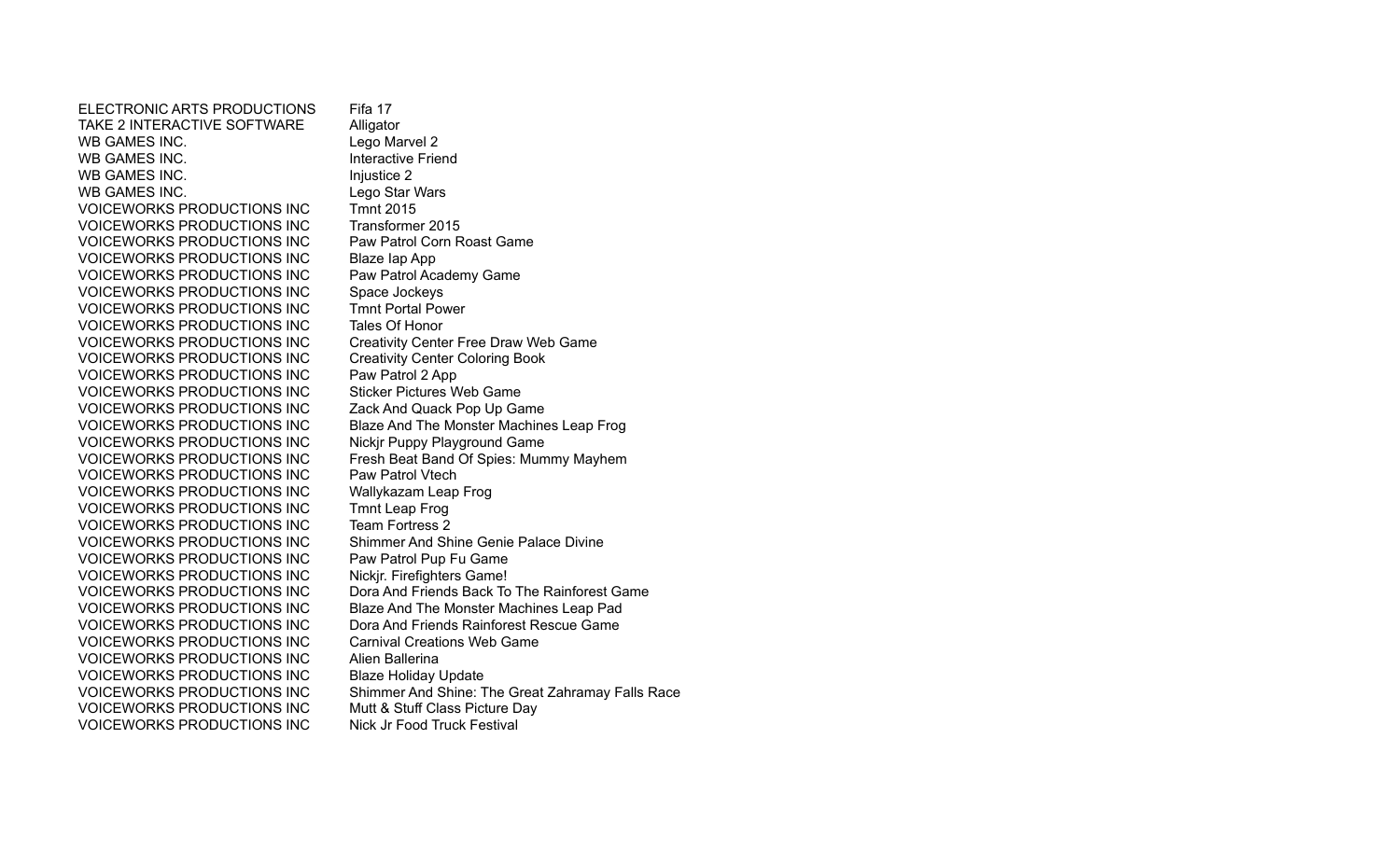| | |
|---|---|
| ELECTRONIC ARTS PRODUCTIONS | Fifa 17 |
| TAKE 2 INTERACTIVE SOFTWARE | Alligator |
| WB GAMES INC. | Lego Marvel 2 |
| WB GAMES INC. | Interactive Friend |
| WB GAMES INC. | Injustice 2 |
| WB GAMES INC. | Lego Star Wars |
| VOICEWORKS PRODUCTIONS INC | Tmnt 2015 |
| VOICEWORKS PRODUCTIONS INC | Transformer 2015 |
| VOICEWORKS PRODUCTIONS INC | Paw Patrol Corn Roast Game |
| VOICEWORKS PRODUCTIONS INC | Blaze Iap App |
| VOICEWORKS PRODUCTIONS INC | Paw Patrol Academy Game |
| VOICEWORKS PRODUCTIONS INC | Space Jockeys |
| VOICEWORKS PRODUCTIONS INC | Tmnt Portal Power |
| VOICEWORKS PRODUCTIONS INC | Tales Of Honor |
| VOICEWORKS PRODUCTIONS INC | Creativity Center Free Draw Web Game |
| VOICEWORKS PRODUCTIONS INC | Creativity Center Coloring Book |
| VOICEWORKS PRODUCTIONS INC | Paw Patrol 2 App |
| VOICEWORKS PRODUCTIONS INC | Sticker Pictures Web Game |
| VOICEWORKS PRODUCTIONS INC | Zack And Quack Pop Up Game |
| VOICEWORKS PRODUCTIONS INC | Blaze And The Monster Machines Leap Frog |
| VOICEWORKS PRODUCTIONS INC | Nickjr Puppy Playground Game |
| VOICEWORKS PRODUCTIONS INC | Fresh Beat Band Of Spies: Mummy Mayhem |
| VOICEWORKS PRODUCTIONS INC | Paw Patrol Vtech |
| VOICEWORKS PRODUCTIONS INC | Wallykazam Leap Frog |
| VOICEWORKS PRODUCTIONS INC | Tmnt Leap Frog |
| VOICEWORKS PRODUCTIONS INC | Team Fortress 2 |
| VOICEWORKS PRODUCTIONS INC | Shimmer And Shine Genie Palace Divine |
| VOICEWORKS PRODUCTIONS INC | Paw Patrol Pup Fu Game |
| VOICEWORKS PRODUCTIONS INC | Nickjr. Firefighters Game! |
| VOICEWORKS PRODUCTIONS INC | Dora And Friends Back To The Rainforest Game |
| VOICEWORKS PRODUCTIONS INC | Blaze And The Monster Machines Leap Pad |
| VOICEWORKS PRODUCTIONS INC | Dora And Friends Rainforest Rescue Game |
| VOICEWORKS PRODUCTIONS INC | Carnival Creations Web Game |
| VOICEWORKS PRODUCTIONS INC | Alien Ballerina |
| VOICEWORKS PRODUCTIONS INC | Blaze Holiday Update |
| VOICEWORKS PRODUCTIONS INC | Shimmer And Shine: The Great Zahramay Falls Race |
| VOICEWORKS PRODUCTIONS INC | Mutt & Stuff Class Picture Day |
| VOICEWORKS PRODUCTIONS INC | Nick Jr Food Truck Festival |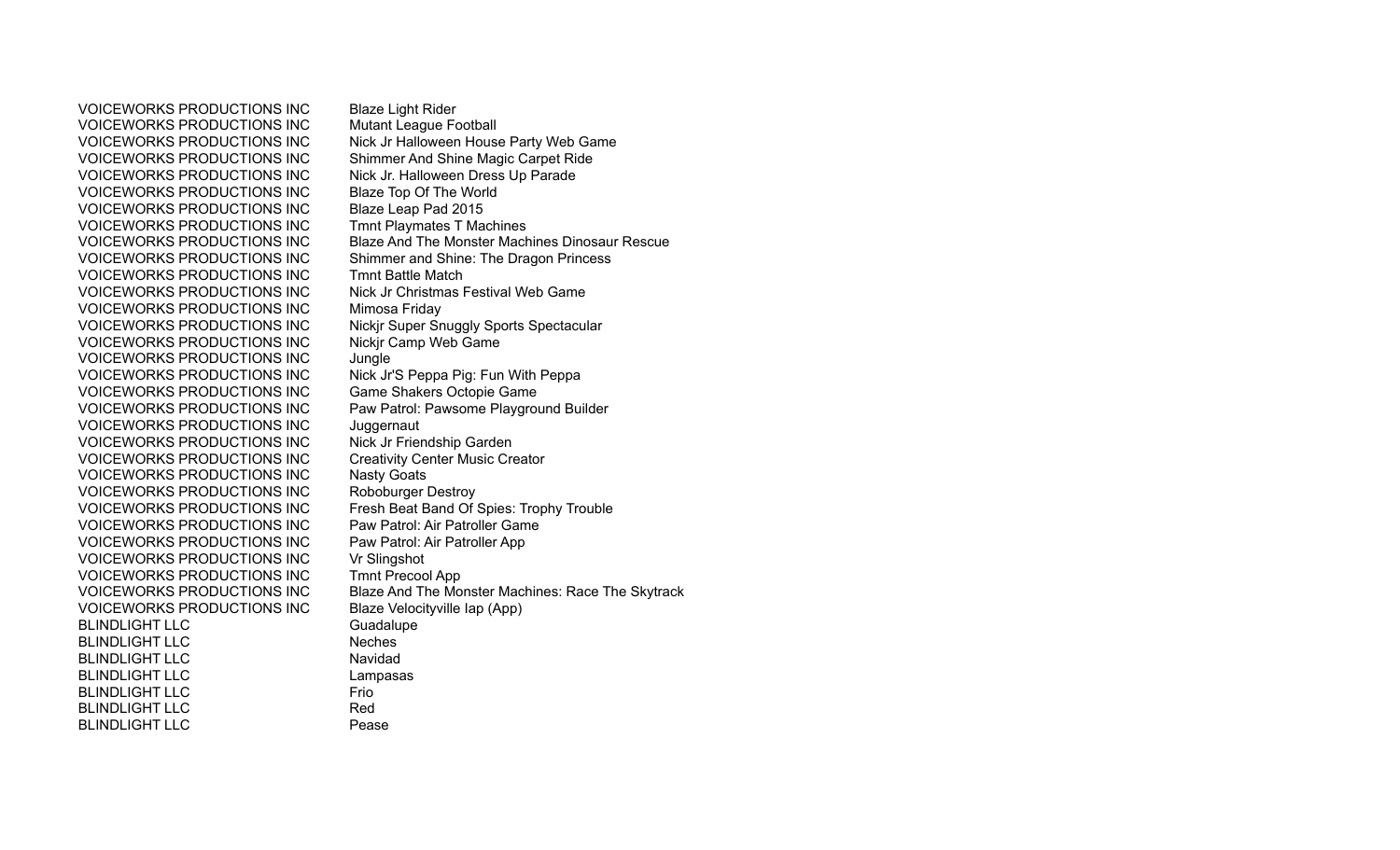| | |
|---|---|
| VOICEWORKS PRODUCTIONS INC | Blaze Light Rider |
| VOICEWORKS PRODUCTIONS INC | Mutant League Football |
| VOICEWORKS PRODUCTIONS INC | Nick Jr Halloween House Party Web Game |
| VOICEWORKS PRODUCTIONS INC | Shimmer And Shine Magic Carpet Ride |
| VOICEWORKS PRODUCTIONS INC | Nick Jr. Halloween Dress Up Parade |
| VOICEWORKS PRODUCTIONS INC | Blaze Top Of The World |
| VOICEWORKS PRODUCTIONS INC | Blaze Leap Pad 2015 |
| VOICEWORKS PRODUCTIONS INC | Tmnt Playmates T Machines |
| VOICEWORKS PRODUCTIONS INC | Blaze And The Monster Machines Dinosaur Rescue |
| VOICEWORKS PRODUCTIONS INC | Shimmer and Shine: The Dragon Princess |
| VOICEWORKS PRODUCTIONS INC | Tmnt Battle Match |
| VOICEWORKS PRODUCTIONS INC | Nick Jr Christmas Festival Web Game |
| VOICEWORKS PRODUCTIONS INC | Mimosa Friday |
| VOICEWORKS PRODUCTIONS INC | Nickjr Super Snuggly Sports Spectacular |
| VOICEWORKS PRODUCTIONS INC | Nickjr Camp Web Game |
| VOICEWORKS PRODUCTIONS INC | Jungle |
| VOICEWORKS PRODUCTIONS INC | Nick Jr'S Peppa Pig: Fun With Peppa |
| VOICEWORKS PRODUCTIONS INC | Game Shakers Octopie Game |
| VOICEWORKS PRODUCTIONS INC | Paw Patrol: Pawsome Playground Builder |
| VOICEWORKS PRODUCTIONS INC | Juggernaut |
| VOICEWORKS PRODUCTIONS INC | Nick Jr Friendship Garden |
| VOICEWORKS PRODUCTIONS INC | Creativity Center Music Creator |
| VOICEWORKS PRODUCTIONS INC | Nasty Goats |
| VOICEWORKS PRODUCTIONS INC | Roboburger Destroy |
| VOICEWORKS PRODUCTIONS INC | Fresh Beat Band Of Spies: Trophy Trouble |
| VOICEWORKS PRODUCTIONS INC | Paw Patrol: Air Patroller Game |
| VOICEWORKS PRODUCTIONS INC | Paw Patrol: Air Patroller App |
| VOICEWORKS PRODUCTIONS INC | Vr Slingshot |
| VOICEWORKS PRODUCTIONS INC | Tmnt Precool App |
| VOICEWORKS PRODUCTIONS INC | Blaze And The Monster Machines: Race The Skytrack |
| VOICEWORKS PRODUCTIONS INC | Blaze Velocityville Iap (App) |
| BLINDLIGHT LLC | Guadalupe |
| BLINDLIGHT LLC | Neches |
| BLINDLIGHT LLC | Navidad |
| BLINDLIGHT LLC | Lampasas |
| BLINDLIGHT LLC | Frio |
| BLINDLIGHT LLC | Red |
| BLINDLIGHT LLC | Pease |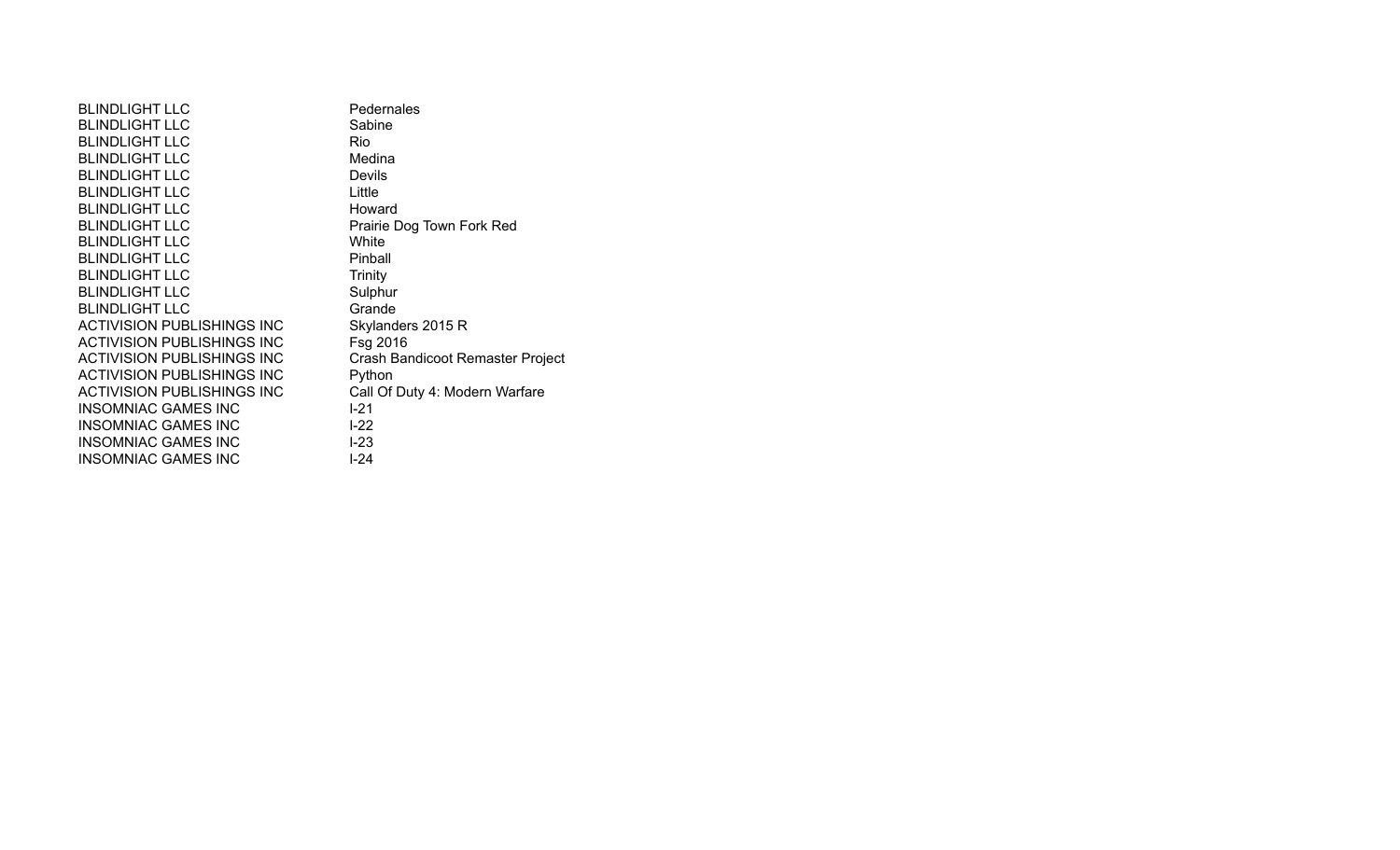| | |
|---|---|
| BLINDLIGHT LLC | Pedernales |
| BLINDLIGHT LLC | Sabine |
| BLINDLIGHT LLC | Rio |
| BLINDLIGHT LLC | Medina |
| BLINDLIGHT LLC | Devils |
| BLINDLIGHT LLC | Little |
| BLINDLIGHT LLC | Howard |
| BLINDLIGHT LLC | Prairie Dog Town Fork Red |
| BLINDLIGHT LLC | White |
| BLINDLIGHT LLC | Pinball |
| BLINDLIGHT LLC | Trinity |
| BLINDLIGHT LLC | Sulphur |
| BLINDLIGHT LLC | Grande |
| ACTIVISION PUBLISHINGS INC | Skylanders 2015 R |
| ACTIVISION PUBLISHINGS INC | Fsg 2016 |
| ACTIVISION PUBLISHINGS INC | Crash Bandicoot Remaster Project |
| ACTIVISION PUBLISHINGS INC | Python |
| ACTIVISION PUBLISHINGS INC | Call Of Duty 4: Modern Warfare |
| INSOMNIAC GAMES INC | I-21 |
| INSOMNIAC GAMES INC | I-22 |
| INSOMNIAC GAMES INC | I-23 |
| INSOMNIAC GAMES INC | I-24 |